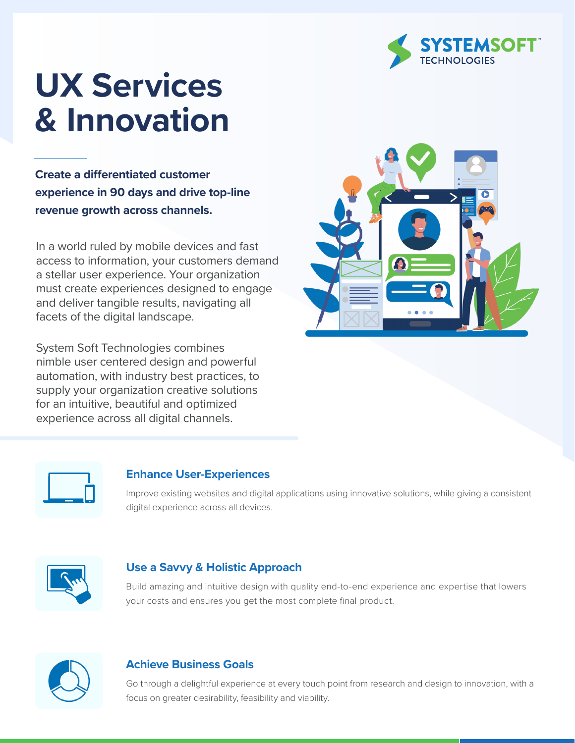SYSTEMSOFT™
TECHNOLOGIES

# UX Services & Innovation

**Create a differentiated customer experience in 90 days and drive top-line revenue growth across channels.**

In a world ruled by mobile devices and fast access to information, your customers demand a stellar user experience. Your organization must create experiences designed to engage and deliver tangible results, navigating all facets of the digital landscape.

System Soft Technologies combines nimble user centered design and powerful automation, with industry best practices, to supply your organization creative solutions for an intuitive, beautiful and optimized experience across all digital channels.

### Enhance User-Experiences

Improve existing websites and digital applications using innovative solutions, while giving a consistent digital experience across all devices.

### Use a Savvy & Holistic Approach

Build amazing and intuitive design with quality end-to-end experience and expertise that lowers your costs and ensures you get the most complete final product.

### Achieve Business Goals

Go through a delightful experience at every touch point from research and design to innovation, with a focus on greater desirability, feasibility and viability.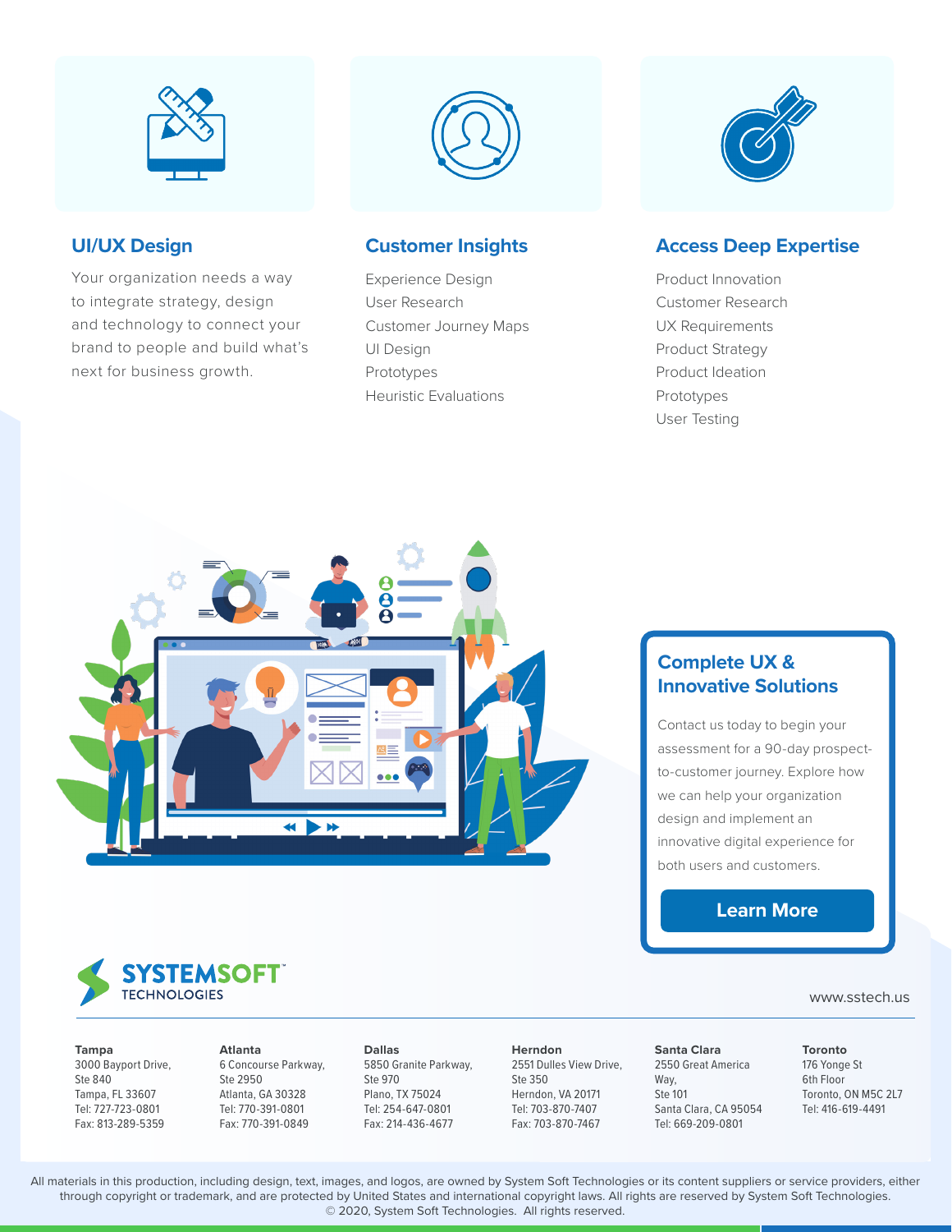## UI/UX Design

Your organization needs a way to integrate strategy, design and technology to connect your brand to people and build what's next for business growth.

## Customer Insights

Experience Design
User Research
Customer Journey Maps
UI Design
Prototypes
Heuristic Evaluations

## Access Deep Expertise

Product Innovation
Customer Research
UX Requirements
Product Strategy
Product Ideation
Prototypes
User Testing

## Complete UX & Innovative Solutions

Contact us today to begin your assessment for a 90-day prospect-to-customer journey. Explore how we can help your organization design and implement an innovative digital experience for both users and customers.

Learn More

SYSTEMSOFT™ TECHNOLOGIES

www.sstech.us

**Tampa**
3000 Bayport Drive,
Ste 840
Tampa, FL 33607
Tel: 727-723-0801
Fax: 813-289-5359

**Atlanta**
6 Concourse Parkway,
Ste 2950
Atlanta, GA 30328
Tel: 770-391-0801
Fax: 770-391-0849

**Dallas**
5850 Granite Parkway,
Ste 970
Plano, TX 75024
Tel: 254-647-0801
Fax: 214-436-4677

**Herndon**
2551 Dulles View Drive,
Ste 350
Herndon, VA 20171
Tel: 703-870-7407
Fax: 703-870-7467

**Santa Clara**
2550 Great America Way,
Ste 101
Santa Clara, CA 95054
Tel: 669-209-0801

**Toronto**
176 Yonge St
6th Floor
Toronto, ON M5C 2L7
Tel: 416-619-4491

All materials in this production, including design, text, images, and logos, are owned by System Soft Technologies or its content suppliers or service providers, either through copyright or trademark, and are protected by United States and international copyright laws. All rights are reserved by System Soft Technologies.
© 2020, System Soft Technologies. All rights reserved.